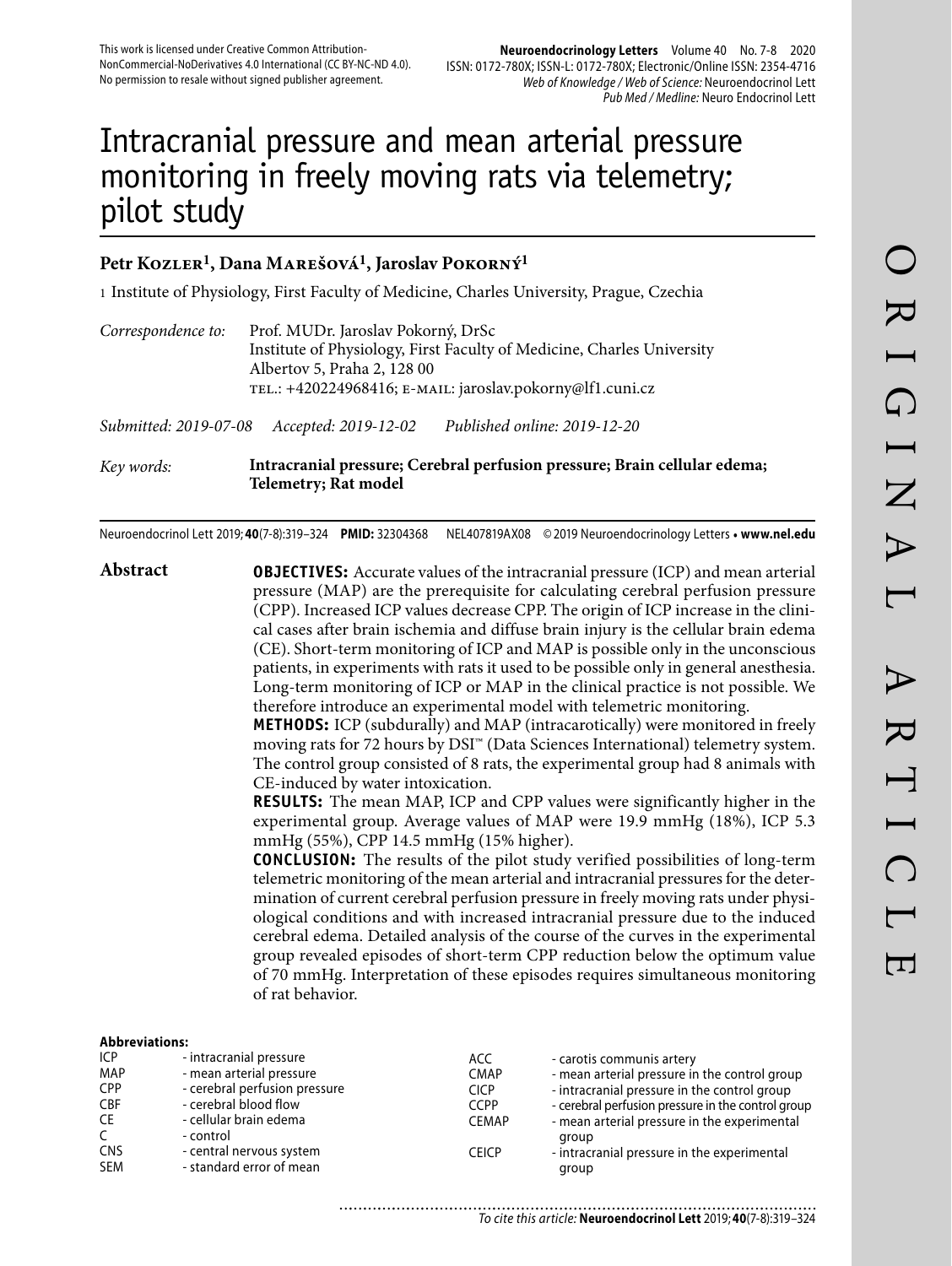This work is licensed under Creative Common Attribution-NonCommercial-NoDerivatives 4.0 International (CC BY-NC-ND 4.0). No permission to resale without signed publisher agreement.

# Intracranial pressure and mean arterial pressure monitoring in freely moving rats via telemetry; pilot study

**Petr Kozler[1], Dana Marešová[1], Jaroslav Pokorný[1]**

1 Institute of Physiology, First Faculty of Medicine, Charles University, Prague, Czechia

*Correspondence to:* Prof. MUDr. Jaroslav Pokorný, DrSc
Institute of Physiology, First Faculty of Medicine, Charles University
Albertov 5, Praha 2, 128 00
TEL.: +420224968416; E-MAIL: jaroslav.pokorny@lf1.cuni.cz

*Submitted: 2019-07-08* *Accepted: 2019-12-02* *Published online: 2019-12-20*

*Key words:* **Intracranial pressure; Cerebral perfusion pressure; Brain cellular edema; Telemetry; Rat model**

Neuroendocrinol Lett 2019; **40**(7-8):319–324 **PMID:** 32304368 NEL407819AX08 © 2019 Neuroendocrinology Letters • **www.nel.edu**

## Abstract

**OBJECTIVES:** Accurate values of the intracranial pressure (ICP) and mean arterial pressure (MAP) are the prerequisite for calculating cerebral perfusion pressure (CPP). Increased ICP values decrease CPP. The origin of ICP increase in the clinical cases after brain ischemia and diffuse brain injury is the cellular brain edema (CE). Short-term monitoring of ICP and MAP is possible only in the unconscious patients, in experiments with rats it used to be possible only in general anesthesia. Long-term monitoring of ICP or MAP in the clinical practice is not possible. We therefore introduce an experimental model with telemetric monitoring.

**METHODS:** ICP (subdurally) and MAP (intracarotically) were monitored in freely moving rats for 72 hours by DSI™ (Data Sciences International) telemetry system. The control group consisted of 8 rats, the experimental group had 8 animals with CE-induced by water intoxication.

**RESULTS:** The mean MAP, ICP and CPP values were significantly higher in the experimental group. Average values of MAP were 19.9 mmHg (18%), ICP 5.3 mmHg (55%), CPP 14.5 mmHg (15% higher).

**CONCLUSION:** The results of the pilot study verified possibilities of long-term telemetric monitoring of the mean arterial and intracranial pressures for the determination of current cerebral perfusion pressure in freely moving rats under physiological conditions and with increased intracranial pressure due to the induced cerebral edema. Detailed analysis of the course of the curves in the experimental group revealed episodes of short-term CPP reduction below the optimum value of 70 mmHg. Interpretation of these episodes requires simultaneous monitoring of rat behavior.

**Abbreviations:**

| | |
|---|---|
| ICP | - intracranial pressure |
| MAP | - mean arterial pressure |
| CPP | - cerebral perfusion pressure |
| CBF | - cerebral blood flow |
| CE | - cellular brain edema |
| C | - control |
| CNS | - central nervous system |
| SEM | - standard error of mean |
| ACC | - carotis communis artery |
| CMAP | - mean arterial pressure in the control group |
| CICP | - intracranial pressure in the control group |
| CCPP | - cerebral perfusion pressure in the control group |
| CEMAP | - mean arterial pressure in the experimental group |
| CEICP | - intracranial pressure in the experimental group |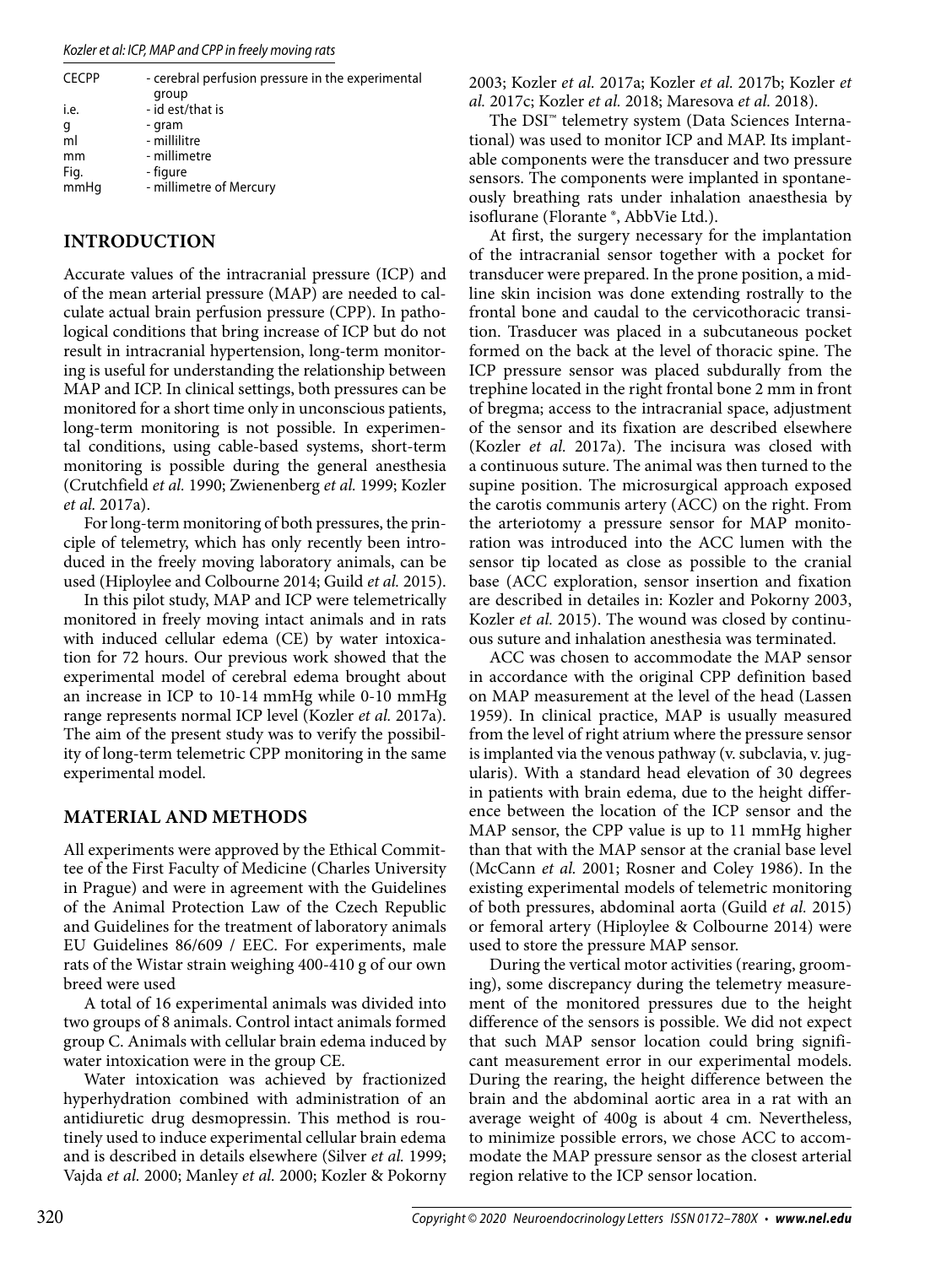| CECPP | - cerebral perfusion pressure in the experimental group |
|---|---|
| i.e. | - id est/that is |
| g | - gram |
| ml | - millilitre |
| mm | - millimetre |
| Fig. | - figure |
| mmHg | - millimetre of Mercury |

## INTRODUCTION

Accurate values of the intracranial pressure (ICP) and of the mean arterial pressure (MAP) are needed to calculate actual brain perfusion pressure (CPP). In pathological conditions that bring increase of ICP but do not result in intracranial hypertension, long-term monitoring is useful for understanding the relationship between MAP and ICP. In clinical settings, both pressures can be monitored for a short time only in unconscious patients, long-term monitoring is not possible. In experimental conditions, using cable-based systems, short-term monitoring is possible during the general anesthesia (Crutchfield *et al.* 1990; Zwienenberg *et al.* 1999; Kozler *et al.* 2017a).

For long-term monitoring of both pressures, the principle of telemetry, which has only recently been introduced in the freely moving laboratory animals, can be used (Hiploylee and Colbourne 2014; Guild *et al.* 2015).

In this pilot study, MAP and ICP were telemetrically monitored in freely moving intact animals and in rats with induced cellular edema (CE) by water intoxication for 72 hours. Our previous work showed that the experimental model of cerebral edema brought about an increase in ICP to 10-14 mmHg while 0-10 mmHg range represents normal ICP level (Kozler *et al.* 2017a). The aim of the present study was to verify the possibility of long-term telemetric CPP monitoring in the same experimental model.

## MATERIAL AND METHODS

All experiments were approved by the Ethical Committee of the First Faculty of Medicine (Charles University in Prague) and were in agreement with the Guidelines of the Animal Protection Law of the Czech Republic and Guidelines for the treatment of laboratory animals EU Guidelines 86/609 / EEC. For experiments, male rats of the Wistar strain weighing 400-410 g of our own breed were used

A total of 16 experimental animals was divided into two groups of 8 animals. Control intact animals formed group C. Animals with cellular brain edema induced by water intoxication were in the group CE.

Water intoxication was achieved by fractionized hyperhydration combined with administration of an antidiuretic drug desmopressin. This method is routinely used to induce experimental cellular brain edema and is described in details elsewhere (Silver *et al.* 1999; Vajda *et al.* 2000; Manley *et al.* 2000; Kozler & Pokorny 2003; Kozler *et al.* 2017a; Kozler *et al.* 2017b; Kozler *et al.* 2017c; Kozler *et al.* 2018; Maresova *et al.* 2018).

The DSI™ telemetry system (Data Sciences International) was used to monitor ICP and MAP. Its implantable components were the transducer and two pressure sensors. The components were implanted in spontaneously breathing rats under inhalation anaesthesia by isoflurane (Florante ®, AbbVie Ltd.).

At first, the surgery necessary for the implantation of the intracranial sensor together with a pocket for transducer were prepared. In the prone position, a midline skin incision was done extending rostrally to the frontal bone and caudal to the cervicothoracic transition. Trasducer was placed in a subcutaneous pocket formed on the back at the level of thoracic spine. The ICP pressure sensor was placed subdurally from the trephine located in the right frontal bone 2 mm in front of bregma; access to the intracranial space, adjustment of the sensor and its fixation are described elsewhere (Kozler *et al.* 2017a). The incisura was closed with a continuous suture. The animal was then turned to the supine position. The microsurgical approach exposed the carotis communis artery (ACC) on the right. From the arteriotomy a pressure sensor for MAP monitoration was introduced into the ACC lumen with the sensor tip located as close as possible to the cranial base (ACC exploration, sensor insertion and fixation are described in detailes in: Kozler and Pokorny 2003, Kozler *et al.* 2015). The wound was closed by continuous suture and inhalation anesthesia was terminated.

ACC was chosen to accommodate the MAP sensor in accordance with the original CPP definition based on MAP measurement at the level of the head (Lassen 1959). In clinical practice, MAP is usually measured from the level of right atrium where the pressure sensor is implanted via the venous pathway (v. subclavia, v. jugularis). With a standard head elevation of 30 degrees in patients with brain edema, due to the height difference between the location of the ICP sensor and the MAP sensor, the CPP value is up to 11 mmHg higher than that with the MAP sensor at the cranial base level (McCann *et al.* 2001; Rosner and Coley 1986). In the existing experimental models of telemetric monitoring of both pressures, abdominal aorta (Guild *et al.* 2015) or femoral artery (Hiploylee & Colbourne 2014) were used to store the pressure MAP sensor.

During the vertical motor activities (rearing, grooming), some discrepancy during the telemetry measurement of the monitored pressures due to the height difference of the sensors is possible. We did not expect that such MAP sensor location could bring significant measurement error in our experimental models. During the rearing, the height difference between the brain and the abdominal aortic area in a rat with an average weight of 400g is about 4 cm. Nevertheless, to minimize possible errors, we chose ACC to accommodate the MAP pressure sensor as the closest arterial region relative to the ICP sensor location.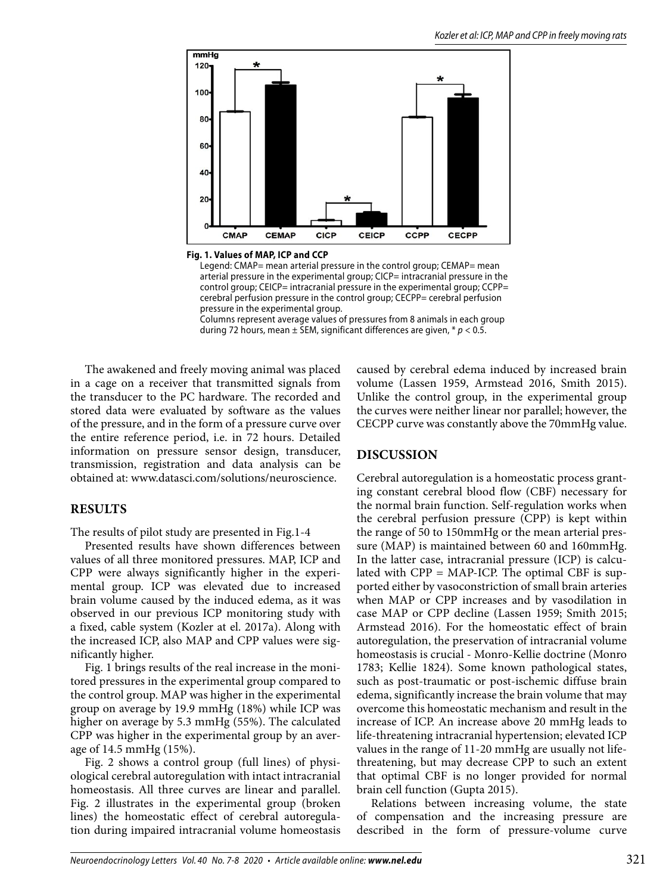**Fig. 1. Values of MAP, ICP and CCP**

Legend: CMAP= mean arterial pressure in the control group; CEMAP= mean arterial pressure in the experimental group; CICP= intracranial pressure in the control group; CEICP= intracranial pressure in the experimental group; CCPP= cerebral perfusion pressure in the control group; CECPP= cerebral perfusion pressure in the experimental group.
Columns represent average values of pressures from 8 animals in each group during 72 hours, mean ± SEM, significant differences are given, * $p < 0.5$.

The awakened and freely moving animal was placed in a cage on a receiver that transmitted signals from the transducer to the PC hardware. The recorded and stored data were evaluated by software as the values of the pressure, and in the form of a pressure curve over the entire reference period, i.e. in 72 hours. Detailed information on pressure sensor design, transducer, transmission, registration and data analysis can be obtained at: www.datasci.com/solutions/neuroscience.

## RESULTS

The results of pilot study are presented in Fig.1-4

Presented results have shown differences between values of all three monitored pressures. MAP, ICP and CPP were always significantly higher in the experimental group. ICP was elevated due to increased brain volume caused by the induced edema, as it was observed in our previous ICP monitoring study with a fixed, cable system (Kozler at el. 2017a). Along with the increased ICP, also MAP and CPP values were significantly higher.

Fig. 1 brings results of the real increase in the monitored pressures in the experimental group compared to the control group. MAP was higher in the experimental group on average by 19.9 mmHg (18%) while ICP was higher on average by 5.3 mmHg (55%). The calculated CPP was higher in the experimental group by an average of 14.5 mmHg (15%).

Fig. 2 shows a control group (full lines) of physiological cerebral autoregulation with intact intracranial homeostasis. All three curves are linear and parallel. Fig. 2 illustrates in the experimental group (broken lines) the homeostatic effect of cerebral autoregulation during impaired intracranial volume homeostasis caused by cerebral edema induced by increased brain volume (Lassen 1959, Armstead 2016, Smith 2015). Unlike the control group, in the experimental group the curves were neither linear nor parallel; however, the CECPP curve was constantly above the 70mmHg value.

## DISCUSSION

Cerebral autoregulation is a homeostatic process granting constant cerebral blood flow (CBF) necessary for the normal brain function. Self-regulation works when the cerebral perfusion pressure (CPP) is kept within the range of 50 to 150mmHg or the mean arterial pressure (MAP) is maintained between 60 and 160mmHg. In the latter case, intracranial pressure (ICP) is calculated with CPP = MAP-ICP. The optimal CBF is supported either by vasoconstriction of small brain arteries when MAP or CPP increases and by vasodilation in case MAP or CPP decline (Lassen 1959; Smith 2015; Armstead 2016). For the homeostatic effect of brain autoregulation, the preservation of intracranial volume homeostasis is crucial - Monro-Kellie doctrine (Monro 1783; Kellie 1824). Some known pathological states, such as post-traumatic or post-ischemic diffuse brain edema, significantly increase the brain volume that may overcome this homeostatic mechanism and result in the increase of ICP. An increase above 20 mmHg leads to life-threatening intracranial hypertension; elevated ICP values in the range of 11-20 mmHg are usually not life-threatening, but may decrease CPP to such an extent that optimal CBF is no longer provided for normal brain cell function (Gupta 2015).

Relations between increasing volume, the state of compensation and the increasing pressure are described in the form of pressure-volume curve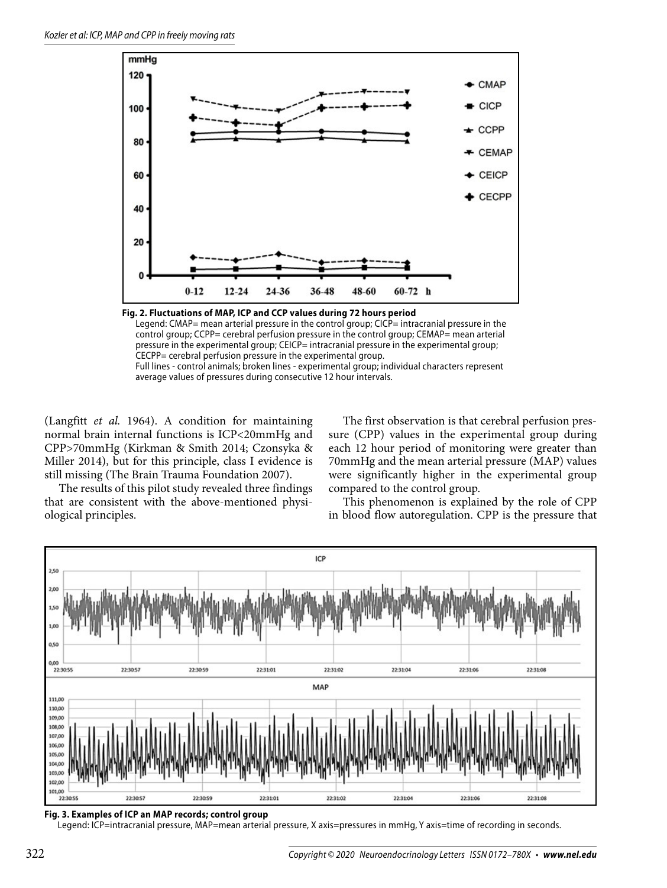**Fig. 2. Fluctuations of MAP, ICP and CCP values during 72 hours period**

Legend: CMAP= mean arterial pressure in the control group; CICP= intracranial pressure in the control group; CCPP= cerebral perfusion pressure in the control group; CEMAP= mean arterial pressure in the experimental group; CEICP= intracranial pressure in the experimental group; CECPP= cerebral perfusion pressure in the experimental group.
Full lines - control animals; broken lines - experimental group; individual characters represent average values of pressures during consecutive 12 hour intervals.

(Langfitt *et al.* 1964). A condition for maintaining normal brain internal functions is ICP<20mmHg and CPP>70mmHg (Kirkman & Smith 2014; Czonsyka & Miller 2014), but for this principle, class I evidence is still missing (The Brain Trauma Foundation 2007).

The results of this pilot study revealed three findings that are consistent with the above-mentioned physiological principles.

The first observation is that cerebral perfusion pressure (CPP) values in the experimental group during each 12 hour period of monitoring were greater than 70mmHg and the mean arterial pressure (MAP) values were significantly higher in the experimental group compared to the control group.

This phenomenon is explained by the role of CPP in blood flow autoregulation. CPP is the pressure that

**Fig. 3. Examples of ICP an MAP records; control group**

Legend: ICP=intracranial pressure, MAP=mean arterial pressure, X axis=pressures in mmHg, Y axis=time of recording in seconds.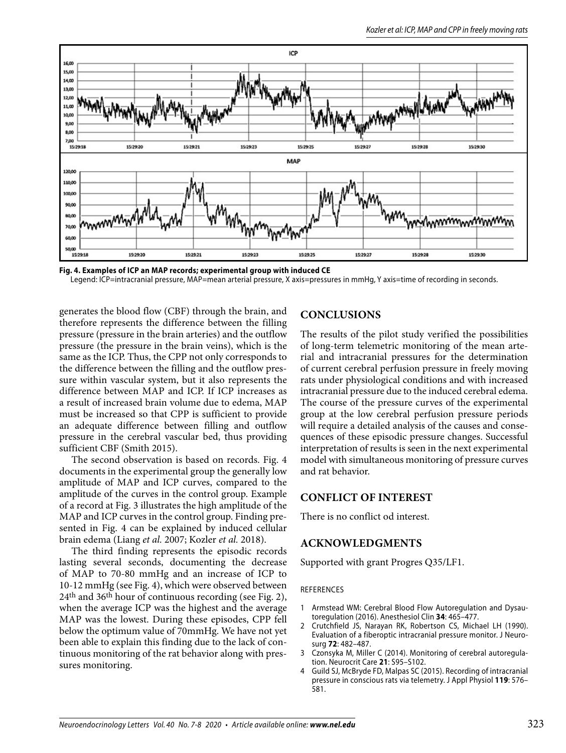**Fig. 4. Examples of ICP an MAP records; experimental group with induced CE**
Legend: ICP=intracranial pressure, MAP=mean arterial pressure, X axis=pressures in mmHg, Y axis=time of recording in seconds.

generates the blood flow (CBF) through the brain, and therefore represents the difference between the filling pressure (pressure in the brain arteries) and the outflow pressure (the pressure in the brain veins), which is the same as the ICP. Thus, the CPP not only corresponds to the difference between the filling and the outflow pressure within vascular system, but it also represents the difference between MAP and ICP. If ICP increases as a result of increased brain volume due to edema, MAP must be increased so that CPP is sufficient to provide an adequate difference between filling and outflow pressure in the cerebral vascular bed, thus providing sufficient CBF (Smith 2015).

The second observation is based on records. Fig. 4 documents in the experimental group the generally low amplitude of MAP and ICP curves, compared to the amplitude of the curves in the control group. Example of a record at Fig. 3 illustrates the high amplitude of the MAP and ICP curves in the control group. Finding presented in Fig. 4 can be explained by induced cellular brain edema (Liang *et al.* 2007; Kozler *et al.* 2018).

The third finding represents the episodic records lasting several seconds, documenting the decrease of MAP to 70-80 mmHg and an increase of ICP to 10-12 mmHg (see Fig. 4), which were observed between 24$^{th}$ and 36$^{th}$ hour of continuous recording (see Fig. 2), when the average ICP was the highest and the average MAP was the lowest. During these episodes, CPP fell below the optimum value of 70mmHg. We have not yet been able to explain this finding due to the lack of continuous monitoring of the rat behavior along with pressures monitoring.

## CONCLUSIONS

The results of the pilot study verified the possibilities of long-term telemetric monitoring of the mean arterial and intracranial pressures for the determination of current cerebral perfusion pressure in freely moving rats under physiological conditions and with increased intracranial pressure due to the induced cerebral edema. The course of the pressure curves of the experimental group at the low cerebral perfusion pressure periods will require a detailed analysis of the causes and consequences of these episodic pressure changes. Successful interpretation of results is seen in the next experimental model with simultaneous monitoring of pressure curves and rat behavior.

## CONFLICT OF INTEREST

There is no conflict od interest.

## ACKNOWLEDGMENTS

Supported with grant Progres Q35/LF1.

### REFERENCES

1. Armstead WM: Cerebral Blood Flow Autoregulation and Dysautoregulation (2016). Anesthesiol Clin **34**: 465–477.
2. Crutchfield JS, Narayan RK, Robertson CS, Michael LH (1990). Evaluation of a fiberoptic intracranial pressure monitor. J Neurosurg **72**: 482–487.
3. Czonsyka M, Miller C (2014). Monitoring of cerebral autoregulation. Neurocrit Care **21**: S95–S102.
4. Guild SJ, McBryde FD, Malpas SC (2015). Recording of intracranial pressure in conscious rats via telemetry. J Appl Physiol **119**: 576–581.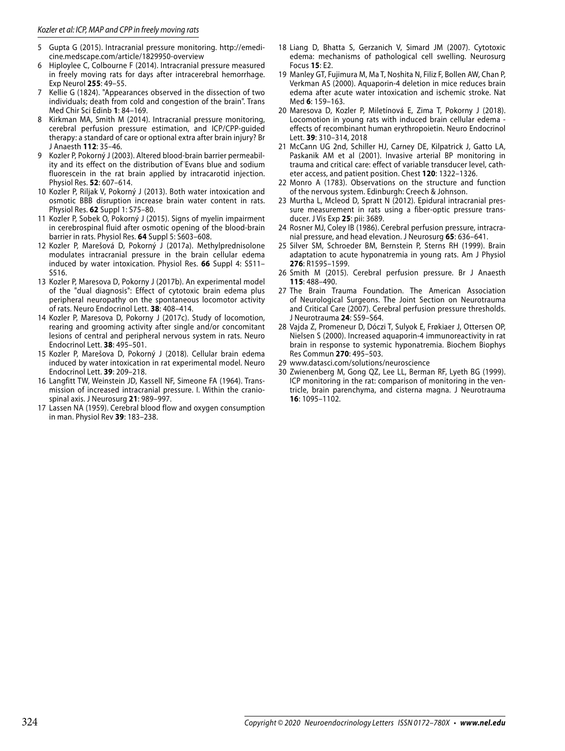5 Gupta G (2015). Intracranial pressure monitoring. http://emedicine.medscape.com/article/1829950-overview
6 Hiploylee C, Colbourne F (2014). Intracranial pressure measured in freely moving rats for days after intracerebral hemorrhage. Exp Neurol **255**: 49–55.
7 Kellie G (1824). "Appearances observed in the dissection of two individuals; death from cold and congestion of the brain". Trans Med Chir Sci Edinb **1**: 84–169.
8 Kirkman MA, Smith M (2014). Intracranial pressure monitoring, cerebral perfusion pressure estimation, and ICP/CPP-guided therapy: a standard of care or optional extra after brain injury? Br J Anaesth **112**: 35–46.
9 Kozler P, Pokorný J (2003). Altered blood-brain barrier permeability and its effect on the distribution of Evans blue and sodium fluorescein in the rat brain applied by intracarotid injection. Physiol Res. **52**: 607–614.
10 Kozler P, Riljak V, Pokorný J (2013). Both water intoxication and osmotic BBB disruption increase brain water content in rats. Physiol Res. **62** Suppl 1: S75–80.
11 Kozler P, Sobek O, Pokorný J (2015). Signs of myelin impairment in cerebrospinal fluid after osmotic opening of the blood-brain barrier in rats. Physiol Res. **64** Suppl 5: S603–608.
12 Kozler P, Marešová D, Pokorný J (2017a). Methylprednisolone modulates intracranial pressure in the brain cellular edema induced by water intoxication. Physiol Res. **66** Suppl 4: S511–S516.
13 Kozler P, Maresova D, Pokorny J (2017b). An experimental model of the "dual diagnosis": Effect of cytotoxic brain edema plus peripheral neuropathy on the spontaneous locomotor activity of rats. Neuro Endocrinol Lett. **38**: 408–414.
14 Kozler P, Maresova D, Pokorny J (2017c). Study of locomotion, rearing and grooming activity after single and/or concomitant lesions of central and peripheral nervous system in rats. Neuro Endocrinol Lett. **38**: 495–501.
15 Kozler P, Marešova D, Pokorný J (2018). Cellular brain edema induced by water intoxication in rat experimental model. Neuro Endocrinol Lett. **39**: 209–218.
16 Langfitt TW, Weinstein JD, Kassell NF, Simeone FA (1964). Transmission of increased intracranial pressure. I. Within the craniospinal axis. J Neurosurg **21**: 989–997.
17 Lassen NA (1959). Cerebral blood flow and oxygen consumption in man. Physiol Rev **39**: 183–238.
18 Liang D, Bhatta S, Gerzanich V, Simard JM (2007). Cytotoxic edema: mechanisms of pathological cell swelling. Neurosurg Focus **15**: E2.
19 Manley GT, Fujimura M, Ma T, Noshita N, Filiz F, Bollen AW, Chan P, Verkman AS (2000). Aquaporin-4 deletion in mice reduces brain edema after acute water intoxication and ischemic stroke. Nat Med **6**: 159–163.
20 Maresova D, Kozler P, Miletínová E, Zima T, Pokorny J (2018). Locomotion in young rats with induced brain cellular edema - effects of recombinant human erythropoietin. Neuro Endocrinol Lett. **39**: 310–314, 2018
21 McCann UG 2nd, Schiller HJ, Carney DE, Kilpatrick J, Gatto LA, Paskanik AM et al (2001). Invasive arterial BP monitoring in trauma and critical care: effect of variable transducer level, catheter access, and patient position. Chest **120**: 1322–1326.
22 Monro A (1783). Observations on the structure and function of the nervous system. Edinburgh: Creech & Johnson.
23 Murtha L, Mcleod D, Spratt N (2012). Epidural intracranial pressure measurement in rats using a fiber-optic pressure transducer. J Vis Exp **25**: pii: 3689.
24 Rosner MJ, Coley IB (1986). Cerebral perfusion pressure, intracranial pressure, and head elevation. J Neurosurg **65**: 636–641.
25 Silver SM, Schroeder BM, Bernstein P, Sterns RH (1999). Brain adaptation to acute hyponatremia in young rats. Am J Physiol **276**: R1595–1599.
26 Smith M (2015). Cerebral perfusion pressure. Br J Anaesth **115**: 488–490.
27 The Brain Trauma Foundation. The American Association of Neurological Surgeons. The Joint Section on Neurotrauma and Critical Care (2007). Cerebral perfusion pressure thresholds. J Neurotrauma **24**: S59–S64.
28 Vajda Z, Promeneur D, Dóczi T, Sulyok E, Frøkiaer J, Ottersen OP, Nielsen S (2000). Increased aquaporin-4 immunoreactivity in rat brain in response to systemic hyponatremia. Biochem Biophys Res Commun **270**: 495–503.
29 www.datasci.com/solutions/neuroscience
30 Zwienenberg M, Gong QZ, Lee LL, Berman RF, Lyeth BG (1999). ICP monitoring in the rat: comparison of monitoring in the ventricle, brain parenchyma, and cisterna magna. J Neurotrauma **16**: 1095–1102.